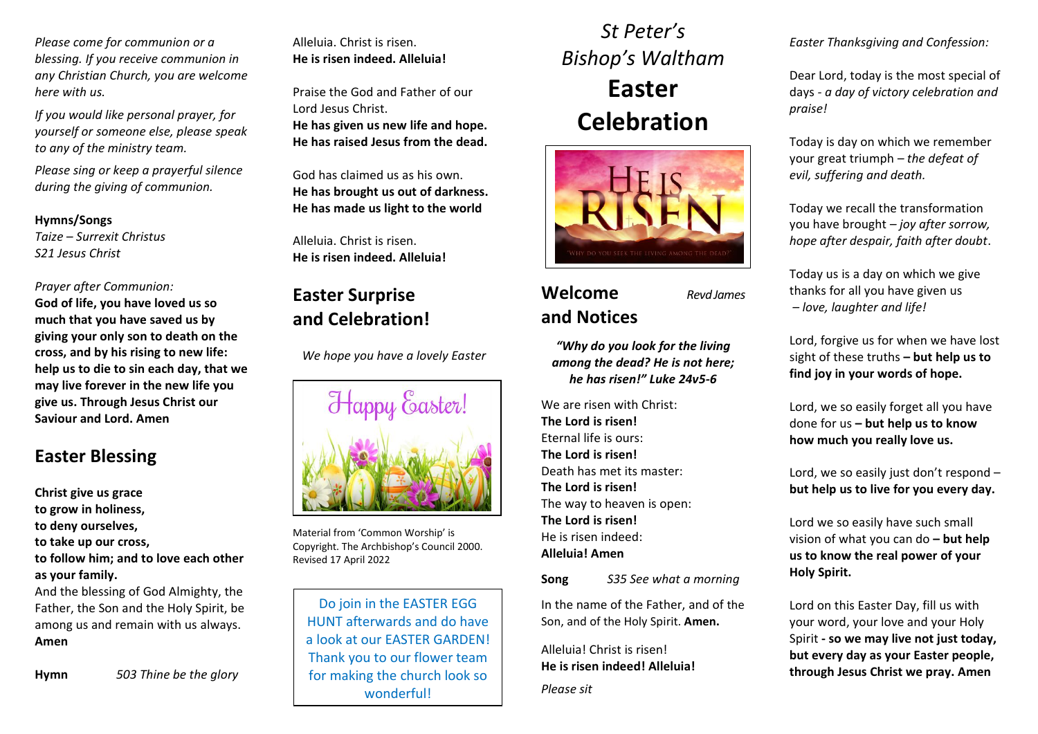*Please come for communion or a blessing. If you receive communion in any Christian Church, you are welcome here with us.*

*If you would like personal prayer, for yourself or someone else, please speak to any of the ministry team.*

*Please sing or keep a prayerful silence during the giving of communion.*

**Hymns/Songs**
*Taize – Surrexit Christus*
*S21 Jesus Christ*

*Prayer after Communion:*
**God of life, you have loved us so much that you have saved us by giving your only son to death on the cross, and by his rising to new life: help us to die to sin each day, that we may live forever in the new life you give us. Through Jesus Christ our Saviour and Lord. Amen**

## Easter Blessing

**Christ give us grace to grow in holiness, to deny ourselves, to take up our cross, to follow him; and to love each other as your family.**
And the blessing of God Almighty, the Father, the Son and the Holy Spirit, be among us and remain with us always.
**Amen**

**Hymn** *503 Thine be the glory*

Alleluia. Christ is risen.
**He is risen indeed. Alleluia!**

Praise the God and Father of our Lord Jesus Christ.
**He has given us new life and hope.**
**He has raised Jesus from the dead.**

God has claimed us as his own.
**He has brought us out of darkness.**
**He has made us light to the world**

Alleluia. Christ is risen.
**He is risen indeed. Alleluia!**

## Easter Surprise and Celebration!

*We hope you have a lovely Easter*

Material from 'Common Worship' is Copyright. The Archbishop's Council 2000. Revised 17 April 2022

Do join in the EASTER EGG HUNT afterwards and do have a look at our EASTER GARDEN! Thank you to our flower team for making the church look so wonderful!

# *St Peter's Bishop's Waltham*
# Easter Celebration

## Welcome and Notices
*Revd James*

***"Why do you look for the living among the dead? He is not here; he has risen!" Luke 24v5-6***

We are risen with Christ:
**The Lord is risen!**
Eternal life is ours:
**The Lord is risen!**
Death has met its master:
**The Lord is risen!**
The way to heaven is open:
**The Lord is risen!**
He is risen indeed:
**Alleluia! Amen**

**Song** *S35 See what a morning*

In the name of the Father, and of the Son, and of the Holy Spirit. **Amen.**

Alleluia! Christ is risen!
**He is risen indeed! Alleluia!**

*Please sit*

*Easter Thanksgiving and Confession:*

Dear Lord, today is the most special of days - *a day of victory celebration and praise!*

Today is day on which we remember your great triumph – *the defeat of evil, suffering and death.*

Today we recall the transformation you have brought – *joy after sorrow, hope after despair, faith after doubt*.

Today us is a day on which we give thanks for all you have given us – *love, laughter and life!*

Lord, forgive us for when we have lost sight of these truths **– but help us to find joy in your words of hope.**

Lord, we so easily forget all you have done for us **– but help us to know how much you really love us.**

Lord, we so easily just don't respond – **but help us to live for you every day.**

Lord we so easily have such small vision of what you can do **– but help us to know the real power of your Holy Spirit.**

Lord on this Easter Day, fill us with your word, your love and your Holy Spirit **- so we may live not just today, but every day as your Easter people, through Jesus Christ we pray. Amen**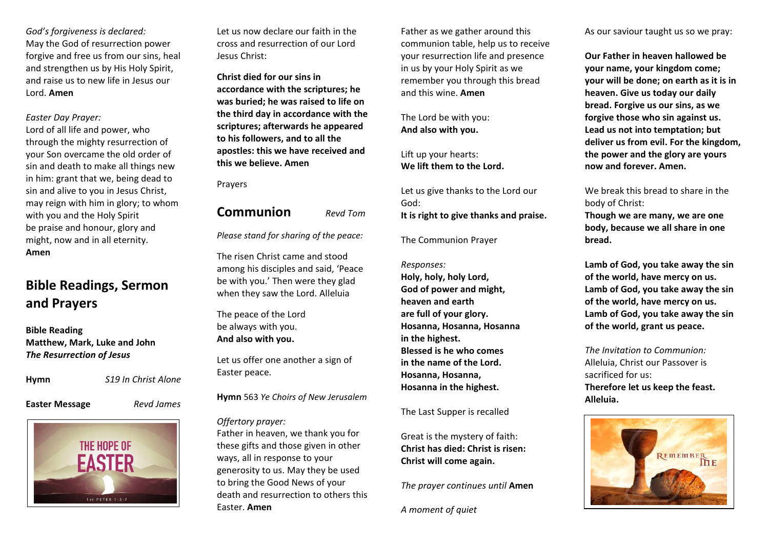*God's forgiveness is declared:*
May the God of resurrection power forgive and free us from our sins, heal and strengthen us by His Holy Spirit, and raise us to new life in Jesus our Lord. **Amen**

*Easter Day Prayer:*
Lord of all life and power, who through the mighty resurrection of your Son overcame the old order of sin and death to make all things new in him: grant that we, being dead to sin and alive to you in Jesus Christ, may reign with him in glory; to whom with you and the Holy Spirit be praise and honour, glory and might, now and in all eternity.
**Amen**

## Bible Readings, Sermon and Prayers

**Bible Reading**
**Matthew, Mark, Luke and John**
***The Resurrection of Jesus***

**Hymn** *S19 In Christ Alone*

**Easter Message** *Revd James*

Let us now declare our faith in the cross and resurrection of our Lord Jesus Christ:

**Christ died for our sins in accordance with the scriptures; he was buried; he was raised to life on the third day in accordance with the scriptures; afterwards he appeared to his followers, and to all the apostles: this we have received and this we believe. Amen**

Prayers

## Communion *Revd Tom*

*Please stand for sharing of the peace:*

The risen Christ came and stood among his disciples and said, 'Peace be with you.' Then were they glad when they saw the Lord. Alleluia

The peace of the Lord
be always with you.
**And also with you.**

Let us offer one another a sign of Easter peace.

**Hymn** 563 *Ye Choirs of New Jerusalem*

*Offertory prayer:*
Father in heaven, we thank you for these gifts and those given in other ways, all in response to your generosity to us. May they be used to bring the Good News of your death and resurrection to others this Easter. **Amen**

Father as we gather around this communion table, help us to receive your resurrection life and presence in us by your Holy Spirit as we remember you through this bread and this wine. **Amen**

The Lord be with you:
**And also with you.**

Lift up your hearts:
**We lift them to the Lord.**

Let us give thanks to the Lord our God:
**It is right to give thanks and praise.**

The Communion Prayer

*Responses:*
**Holy, holy, holy Lord,**
**God of power and might,**
**heaven and earth**
**are full of your glory.**
**Hosanna, Hosanna, Hosanna**
**in the highest.**
**Blessed is he who comes**
**in the name of the Lord.**
**Hosanna, Hosanna,**
**Hosanna in the highest.**

The Last Supper is recalled

Great is the mystery of faith:
**Christ has died: Christ is risen:**
**Christ will come again.**

*The prayer continues until* **Amen**

*A moment of quiet*

As our saviour taught us so we pray:

**Our Father in heaven hallowed be your name, your kingdom come; your will be done; on earth as it is in heaven. Give us today our daily bread. Forgive us our sins, as we forgive those who sin against us. Lead us not into temptation; but deliver us from evil. For the kingdom, the power and the glory are yours now and forever. Amen.**

We break this bread to share in the body of Christ:
**Though we are many, we are one body, because we all share in one bread.**

**Lamb of God, you take away the sin of the world, have mercy on us.**
**Lamb of God, you take away the sin of the world, have mercy on us.**
**Lamb of God, you take away the sin of the world, grant us peace.**

*The Invitation to Communion:*
Alleluia, Christ our Passover is sacrificed for us:
**Therefore let us keep the feast. Alleluia.**